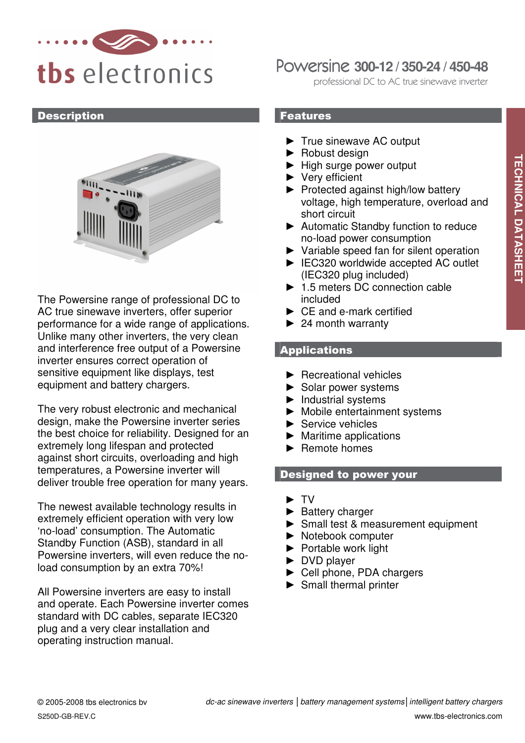tbs electronics

# Powersine 300-12 / 350-24 / 450-48

professional DC to AC true sinewave inverter

TECHNICAL DATASHEET

## Description

The Powersine range of professional DC to AC true sinewave inverters, offer superior performance for a wide range of applications. Unlike many other inverters, the very clean and interference free output of a Powersine inverter ensures correct operation of sensitive equipment like displays, test equipment and battery chargers.

The very robust electronic and mechanical design, make the Powersine inverter series the best choice for reliability. Designed for an extremely long lifespan and protected against short circuits, overloading and high temperatures, a Powersine inverter will deliver trouble free operation for many years.

The newest available technology results in extremely efficient operation with very low 'no-load' consumption. The Automatic Standby Function (ASB), standard in all Powersine inverters, will even reduce the no-load consumption by an extra 70%!

All Powersine inverters are easy to install and operate. Each Powersine inverter comes standard with DC cables, separate IEC320 plug and a very clear installation and operating instruction manual.

## Features

- True sinewave AC output
- Robust design
- High surge power output
- Very efficient
- Protected against high/low battery voltage, high temperature, overload and short circuit
- Automatic Standby function to reduce no-load power consumption
- Variable speed fan for silent operation
- IEC320 worldwide accepted AC outlet (IEC320 plug included)
- 1.5 meters DC connection cable included
- CE and e-mark certified
- 24 month warranty

## Applications

- Recreational vehicles
- Solar power systems
- Industrial systems
- Mobile entertainment systems
- Service vehicles
- Maritime applications
- Remote homes

## Designed to power your

- TV
- Battery charger
- Small test & measurement equipment
- Notebook computer
- Portable work light
- DVD player
- Cell phone, PDA chargers
- Small thermal printer

© 2005-2008 tbs electronics bv

S250D-GB-REV.C

*dc-ac sinewave inverters | battery management systems | intelligent battery chargers*

www.tbs-electronics.com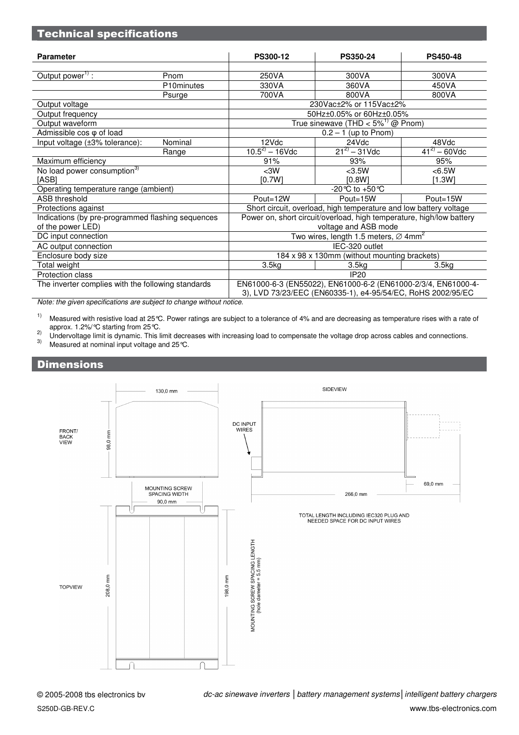## Technical specifications

| Parameter | | PS300-12 | PS350-24 | PS450-48 |
|---|---|---|---|---|
| Output power[1] : | Pnom | 250VA | 300VA | 300VA |
| | P10minutes | 330VA | 360VA | 450VA |
| | Psurge | 700VA | 800VA | 800VA |
| Output voltage | | 230Vac±2% or 115Vac±2% | | |
| Output frequency | | 50Hz±0.05% or 60Hz±0.05% | | |
| Output waveform | | True sinewave (THD < 5%[1] @ Pnom) | | |
| Admissible cos φ of load | | 0.2 – 1 (up to Pnom) | | |
| Input voltage (±3% tolerance): | Nominal | 12Vdc | 24Vdc | 48Vdc |
| | Range | 10.5[2] – 16Vdc | 21[2] – 31Vdc | 41[2] – 60Vdc |
| Maximum efficiency | | 91% | 93% | 95% |
| No load power consumption[3] [ASB] | | <3W [0.7W] | <3.5W [0.8W] | <6.5W [1.3W] |
| Operating temperature range (ambient) | | -20℃ to +50℃ | | |
| ASB threshold | | Pout=12W | Pout=15W | Pout=15W |
| Protections against | | Short circuit, overload, high temperature and low battery voltage | | |
| Indications (by pre-programmed flashing sequences of the power LED) | | Power on, short circuit/overload, high temperature, high/low battery voltage and ASB mode | | |
| DC input connection | | Two wires, length 1.5 meters, ∅ 4mm² | | |
| AC output connection | | IEC-320 outlet | | |
| Enclosure body size | | 184 x 98 x 130mm (without mounting brackets) | | |
| Total weight | | 3.5kg | 3.5kg | 3.5kg |
| Protection class | | IP20 | | |
| The inverter complies with the following standards | | EN61000-6-3 (EN55022), EN61000-6-2 (EN61000-2/3/4, EN61000-4-3), LVD 73/23/EEC (EN60335-1), e4-95/54/EC, RoHS 2002/95/EC | | |

*Note: the given specifications are subject to change without notice.*

[1] Measured with resistive load at 25℃. Power ratings are subject to a tolerance of 4% and are decreasing as temperature rises with a rate of approx. 1.2%/℃ starting from 25℃.

[2] Undervoltage limit is dynamic. This limit decreases with increasing load to compensate the voltage drop across cables and connections.

[3] Measured at nominal input voltage and 25℃.

## Dimensions

130,0 mm

FRONT/ BACK VIEW

98,0 mm

SIDEVIEW

DC INPUT WIRES

69,0 mm

266,0 mm

TOTAL LENGTH INCLUDING IEC320 PLUG AND NEEDED SPACE FOR DC INPUT WIRES

MOUNTING SCREW SPACING WIDTH

90,0 mm

TOPVIEW

208,0 mm

198,0 mm

MOUNTING SCREW SPACING LENGTH (hole diameter = 5.5 mm)

© 2005-2008 tbs electronics bv

*dc-ac sinewave inverters | battery management systems | intelligent battery chargers*

S250D-GB-REV.C

www.tbs-electronics.com